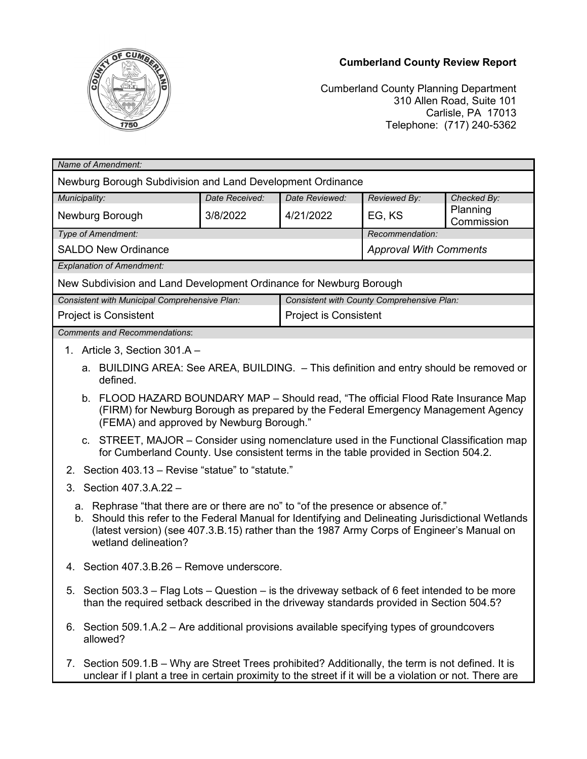**Cumberland County Review Report**

Cumberland County Planning Department
310 Allen Road, Suite 101
Carlisle, PA 17013
Telephone: (717) 240-5362

| *Name of Amendment:* | | | | |
|---|---|---|---|---|
| Newburg Borough Subdivision and Land Development Ordinance | | | | |
| *Municipality:* | *Date Received:* | *Date Reviewed:* | *Reviewed By:* | *Checked By:* |
| Newburg Borough | 3/8/2022 | 4/21/2022 | EG, KS | Planning Commission |
| *Type of Amendment:* | | | *Recommendation:* | |
| SALDO New Ordinance | | | *Approval With Comments* | |
| *Explanation of Amendment:* | | | | |
| New Subdivision and Land Development Ordinance for Newburg Borough | | | | |
| *Consistent with Municipal Comprehensive Plan:* | | *Consistent with County Comprehensive Plan:* | | |
| Project is Consistent | | Project is Consistent | | |

*Comments and Recommendations*:

1. Article 3, Section 301.A –
   a. BUILDING AREA: See AREA, BUILDING. – This definition and entry should be removed or defined.
   b. FLOOD HAZARD BOUNDARY MAP – Should read, "The official Flood Rate Insurance Map (FIRM) for Newburg Borough as prepared by the Federal Emergency Management Agency (FEMA) and approved by Newburg Borough."
   c. STREET, MAJOR – Consider using nomenclature used in the Functional Classification map for Cumberland County. Use consistent terms in the table provided in Section 504.2.
2. Section 403.13 – Revise "statue" to "statute."
3. Section 407.3.A.22 –
   a. Rephrase "that there are or there are no" to "of the presence or absence of."
   b. Should this refer to the Federal Manual for Identifying and Delineating Jurisdictional Wetlands (latest version) (see 407.3.B.15) rather than the 1987 Army Corps of Engineer's Manual on wetland delineation?
4. Section 407.3.B.26 – Remove underscore.
5. Section 503.3 – Flag Lots – Question – is the driveway setback of 6 feet intended to be more than the required setback described in the driveway standards provided in Section 504.5?
6. Section 509.1.A.2 – Are additional provisions available specifying types of groundcovers allowed?
7. Section 509.1.B – Why are Street Trees prohibited? Additionally, the term is not defined. It is unclear if I plant a tree in certain proximity to the street if it will be a violation or not. There are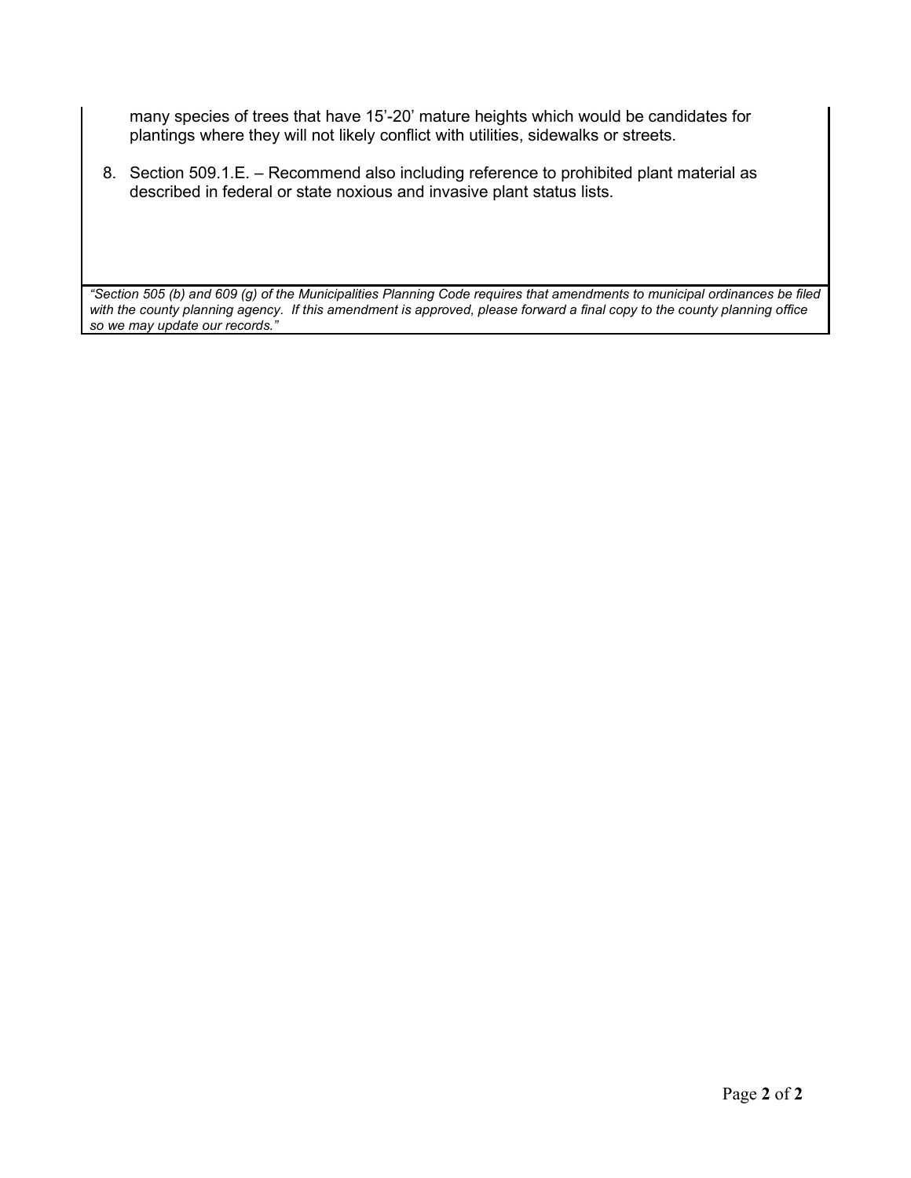many species of trees that have 15'-20' mature heights which would be candidates for plantings where they will not likely conflict with utilities, sidewalks or streets.

8. Section 509.1.E. – Recommend also including reference to prohibited plant material as described in federal or state noxious and invasive plant status lists.

*"Section 505 (b) and 609 (g) of the Municipalities Planning Code requires that amendments to municipal ordinances be filed with the county planning agency. If this amendment is approved, please forward a final copy to the county planning office so we may update our records."*